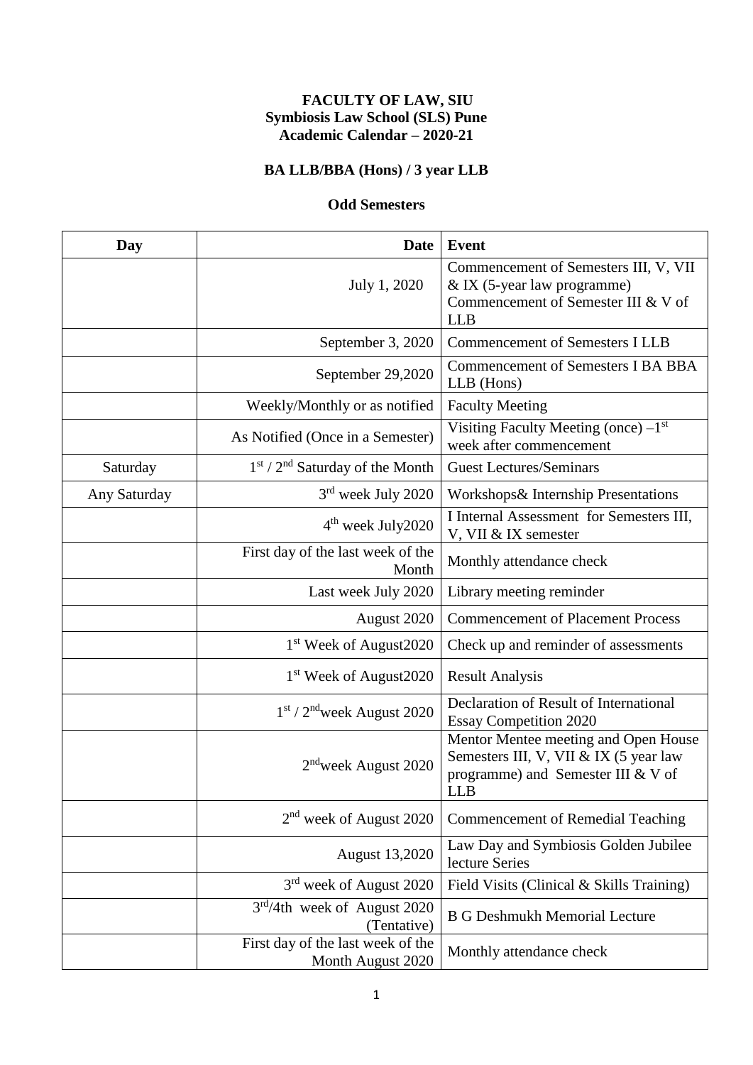**FACULTY OF LAW, SIU**
**Symbiosis Law School (SLS) Pune**
**Academic Calendar – 2020-21**

**BA LLB/BBA (Hons) / 3 year LLB**

**Odd Semesters**

| Day | Date | Event |
|---|---|---|
| | July 1, 2020 | Commencement of Semesters III, V, VII & IX (5-year law programme) Commencement of Semester III & V of LLB |
| | September 3, 2020 | Commencement of Semesters I LLB |
| | September 29,2020 | Commencement of Semesters I BA BBA LLB (Hons) |
| | Weekly/Monthly or as notified | Faculty Meeting |
| | As Notified (Once in a Semester) | Visiting Faculty Meeting (once) –1st week after commencement |
| Saturday | 1st / 2nd Saturday of the Month | Guest Lectures/Seminars |
| Any Saturday | 3rd week July 2020 | Workshops& Internship Presentations |
| | 4th week July2020 | I Internal Assessment for Semesters III, V, VII & IX semester |
| | First day of the last week of the Month | Monthly attendance check |
| | Last week July 2020 | Library meeting reminder |
| | August 2020 | Commencement of Placement Process |
| | 1st Week of August2020 | Check up and reminder of assessments |
| | 1st Week of August2020 | Result Analysis |
| | 1st / 2ndweek August 2020 | Declaration of Result of International Essay Competition 2020 |
| | 2ndweek August 2020 | Mentor Mentee meeting and Open House Semesters III, V, VII & IX (5 year law programme) and Semester III & V of LLB |
| | 2nd week of August 2020 | Commencement of Remedial Teaching |
| | August 13,2020 | Law Day and Symbiosis Golden Jubilee lecture Series |
| | 3rd week of August 2020 | Field Visits (Clinical & Skills Training) |
| | 3rd/4th week of August 2020 (Tentative) | B G Deshmukh Memorial Lecture |
| | First day of the last week of the Month August 2020 | Monthly attendance check |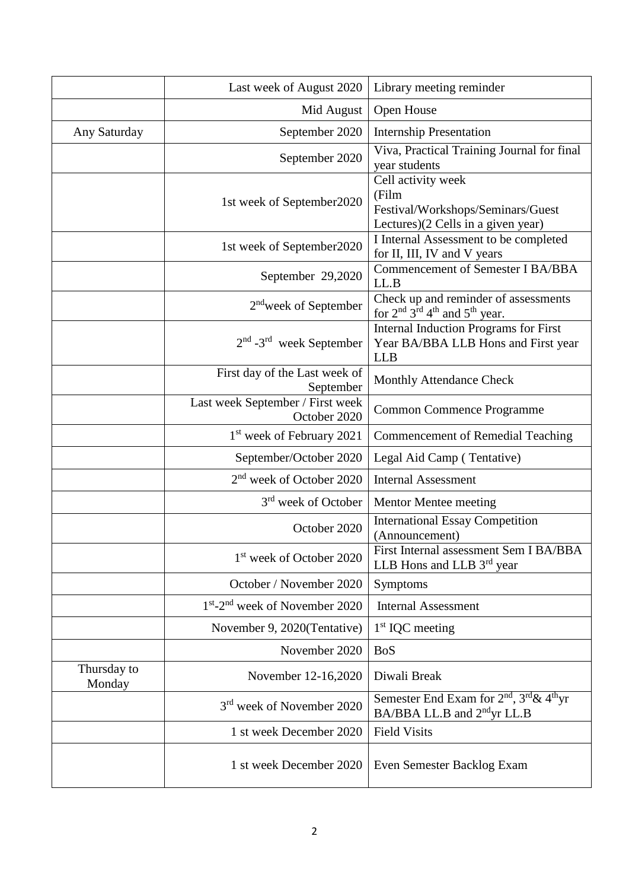| | | |
|---|---|---|
| | Last week of August 2020 | Library meeting reminder |
| | Mid August | Open House |
| Any Saturday | September 2020 | Internship Presentation |
| | September 2020 | Viva, Practical Training Journal for final year students |
| | 1st week of September2020 | Cell activity week (Film Festival/Workshops/Seminars/Guest Lectures)(2 Cells in a given year) |
| | 1st week of September2020 | I Internal Assessment to be completed for II, III, IV and V years |
| | September 29,2020 | Commencement of Semester I BA/BBA LL.B |
| | 2nd week of September | Check up and reminder of assessments for 2nd 3rd 4th and 5th year. |
| | 2nd -3rd week September | Internal Induction Programs for First Year BA/BBA LLB Hons and First year LLB |
| | First day of the Last week of September | Monthly Attendance Check |
| | Last week September / First week October 2020 | Common Commence Programme |
| | 1st week of February 2021 | Commencement of Remedial Teaching |
| | September/October 2020 | Legal Aid Camp ( Tentative) |
| | 2nd week of October 2020 | Internal Assessment |
| | 3rd week of October | Mentor Mentee meeting |
| | October 2020 | International Essay Competition (Announcement) |
| | 1st week of October 2020 | First Internal assessment Sem I BA/BBA LLB Hons and LLB 3rd year |
| | October / November 2020 | Symptoms |
| | 1st-2nd week of November 2020 | Internal Assessment |
| | November 9, 2020(Tentative) | 1st IQC meeting |
| | November 2020 | BoS |
| Thursday to Monday | November 12-16,2020 | Diwali Break |
| | 3rd week of November 2020 | Semester End Exam for 2nd, 3rd& 4th yr BA/BBA LL.B and 2nd yr LL.B |
| | 1 st week December 2020 | Field Visits |
| | 1 st week December 2020 | Even Semester Backlog Exam |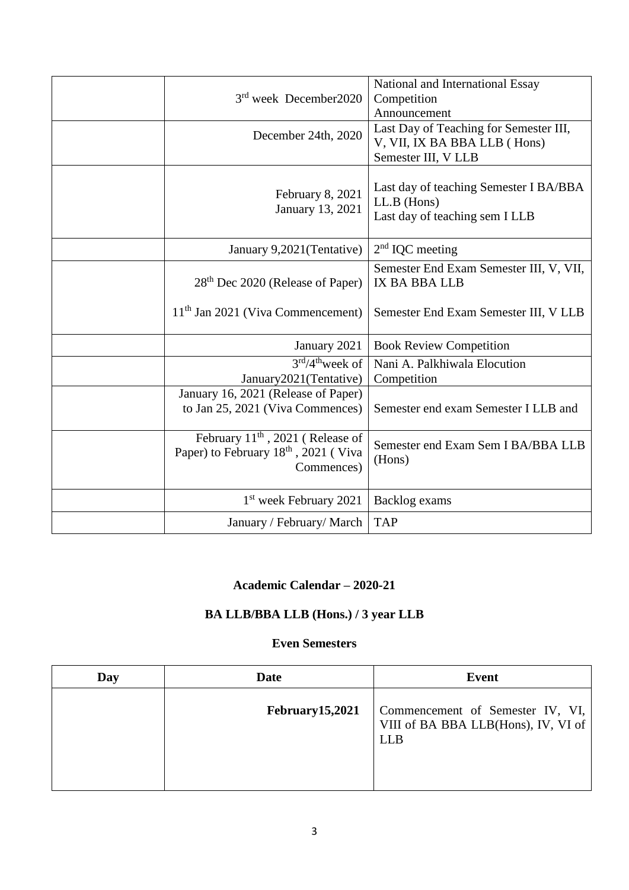| | | |
|---|---|---|
| | 3rd week December2020 | National and International Essay Competition Announcement |
| | December 24th, 2020 | Last Day of Teaching for Semester III, V, VII, IX BA BBA LLB ( Hons) Semester III, V LLB |
| | February 8, 2021<br>January 13, 2021 | Last day of teaching Semester I BA/BBA LL.B (Hons)<br>Last day of teaching sem I LLB |
| | January 9,2021(Tentative) | 2nd IQC meeting |
| | 28th Dec 2020 (Release of Paper)<br>11th Jan 2021 (Viva Commencement) | Semester End Exam Semester III, V, VII, IX BA BBA LLB<br>Semester End Exam Semester III, V LLB |
| | January 2021 | Book Review Competition |
| | 3rd/4thweek of January2021(Tentative) | Nani A. Palkhiwala Elocution Competition |
| | January 16, 2021 (Release of Paper) to Jan 25, 2021 (Viva Commences) | Semester end exam Semester I LLB and |
| | February 11th , 2021 ( Release of Paper) to February 18th , 2021 ( Viva Commences) | Semester end Exam Sem I BA/BBA LLB (Hons) |
| | 1st week February 2021 | Backlog exams |
| | January / February/ March | TAP |

**Academic Calendar – 2020-21**

**BA LLB/BBA LLB (Hons.) / 3 year LLB**

**Even Semesters**

| Day | Date | Event |
|---|---|---|
| | **February15,2021** | Commencement of Semester IV, VI, VIII of BA BBA LLB(Hons), IV, VI of LLB |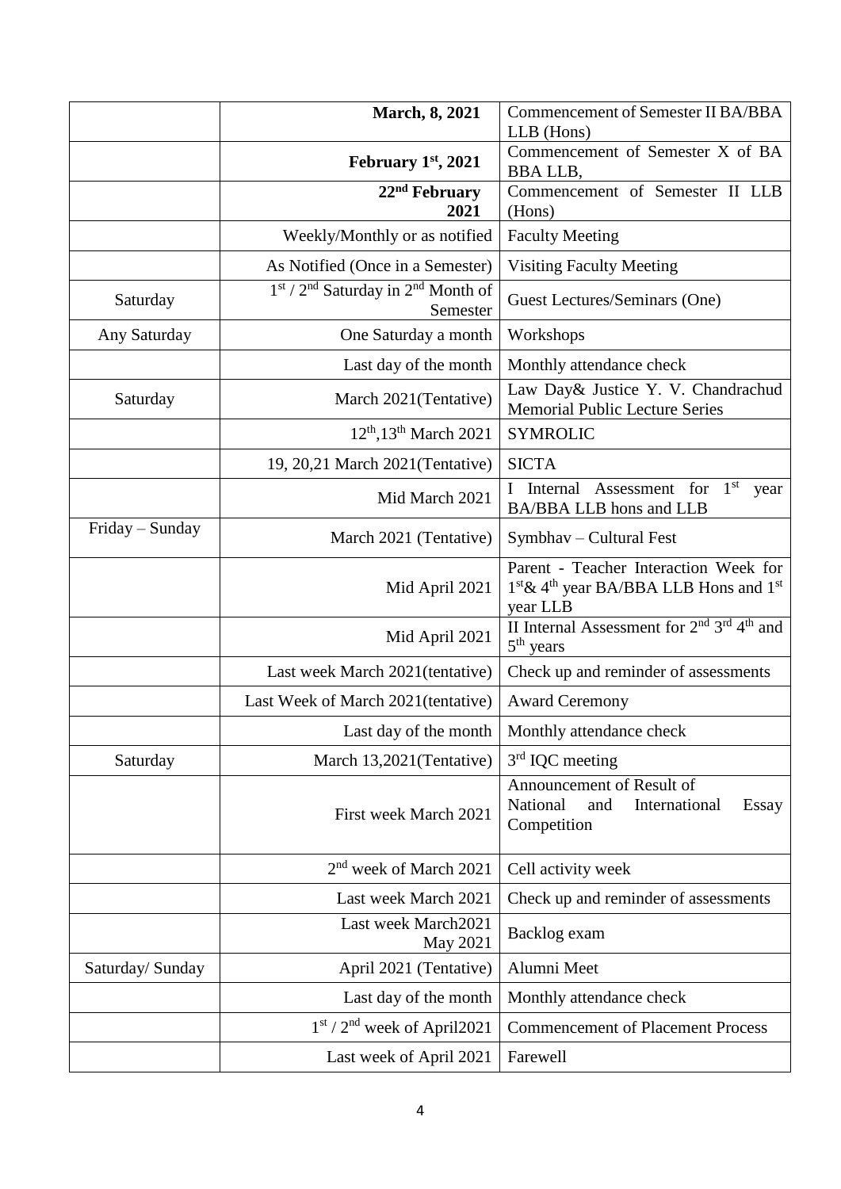| | | |
|---|---|---|
| | **March, 8, 2021** | Commencement of Semester II BA/BBA LLB (Hons) |
| | **February 1st, 2021** | Commencement of Semester X of BA BBA LLB, |
| | **22nd February 2021** | Commencement of Semester II LLB (Hons) |
| | Weekly/Monthly or as notified | Faculty Meeting |
| | As Notified (Once in a Semester) | Visiting Faculty Meeting |
| Saturday | 1st / 2nd Saturday in 2nd Month of Semester | Guest Lectures/Seminars (One) |
| Any Saturday | One Saturday a month | Workshops |
| | Last day of the month | Monthly attendance check |
| Saturday | March 2021(Tentative) | Law Day& Justice Y. V. Chandrachud Memorial Public Lecture Series |
| | 12th,13th March 2021 | SYMROLIC |
| | 19, 20,21 March 2021(Tentative) | SICTA |
| | Mid March 2021 | I Internal Assessment for 1st year BA/BBA LLB hons and LLB |
| Friday – Sunday | March 2021 (Tentative) | Symbhav – Cultural Fest |
| | Mid April 2021 | Parent - Teacher Interaction Week for 1st& 4th year BA/BBA LLB Hons and 1st year LLB |
| | Mid April 2021 | II Internal Assessment for 2nd 3rd 4th and 5th years |
| | Last week March 2021(tentative) | Check up and reminder of assessments |
| | Last Week of March 2021(tentative) | Award Ceremony |
| | Last day of the month | Monthly attendance check |
| Saturday | March 13,2021(Tentative) | 3rd IQC meeting |
| | First week March 2021 | Announcement of Result of National and International Essay Competition |
| | 2nd week of March 2021 | Cell activity week |
| | Last week March 2021 | Check up and reminder of assessments |
| | Last week March2021 May 2021 | Backlog exam |
| Saturday/ Sunday | April 2021 (Tentative) | Alumni Meet |
| | Last day of the month | Monthly attendance check |
| | 1st / 2nd week of April2021 | Commencement of Placement Process |
| | Last week of April 2021 | Farewell |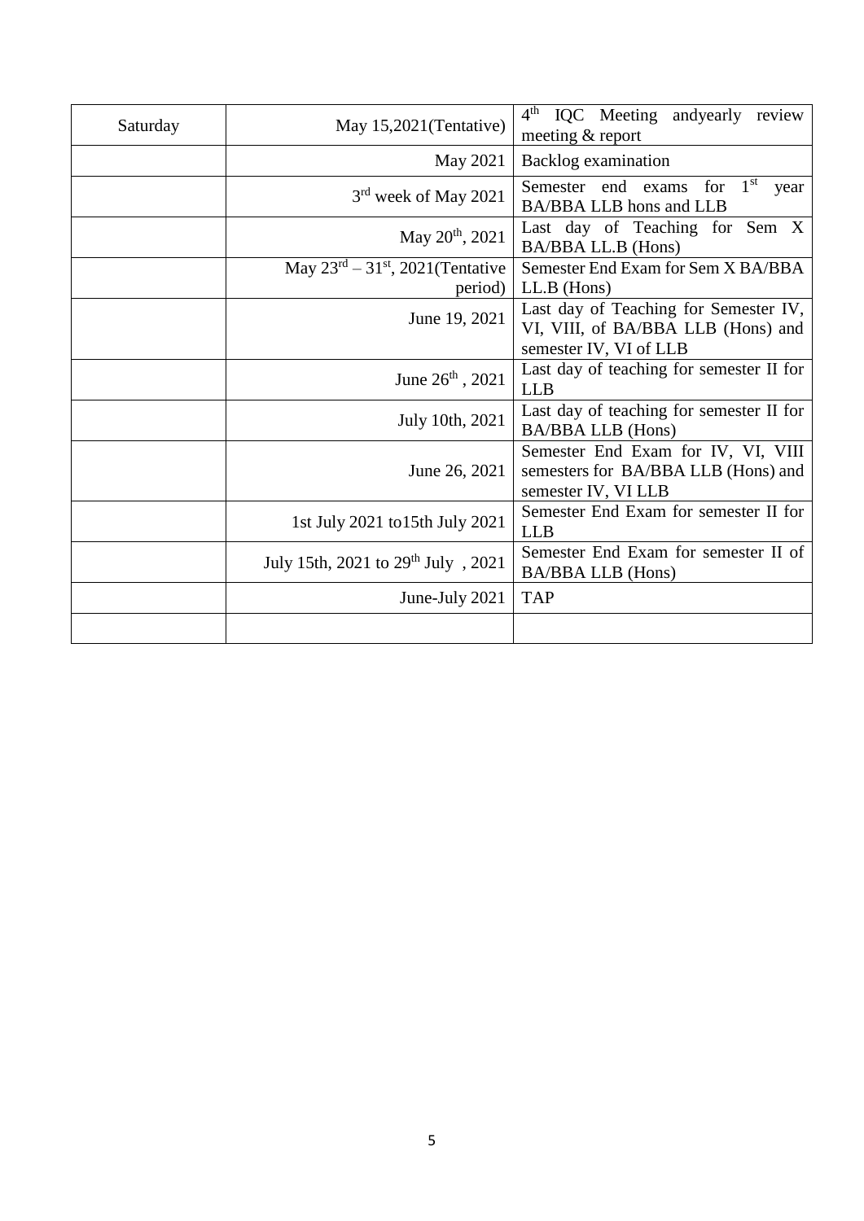| | | |
|---|---|---|
| Saturday | May 15,2021(Tentative) | 4th IQC Meeting andyearly review meeting & report |
| | May 2021 | Backlog examination |
| | 3rd week of May 2021 | Semester end exams for 1st year BA/BBA LLB hons and LLB |
| | May 20th, 2021 | Last day of Teaching for Sem X BA/BBA LL.B (Hons) |
| | May 23rd – 31st, 2021(Tentative period) | Semester End Exam for Sem X BA/BBA LL.B (Hons) |
| | June 19, 2021 | Last day of Teaching for Semester IV, VI, VIII, of BA/BBA LLB (Hons) and semester IV, VI of LLB |
| | June 26th , 2021 | Last day of teaching for semester II for LLB |
| | July 10th, 2021 | Last day of teaching for semester II for BA/BBA LLB (Hons) |
| | June 26, 2021 | Semester End Exam for IV, VI, VIII semesters for BA/BBA LLB (Hons) and semester IV, VI LLB |
| | 1st July 2021 to15th July 2021 | Semester End Exam for semester II for LLB |
| | July 15th, 2021 to 29th July , 2021 | Semester End Exam for semester II of BA/BBA LLB (Hons) |
| | June-July 2021 | TAP |
| | | |